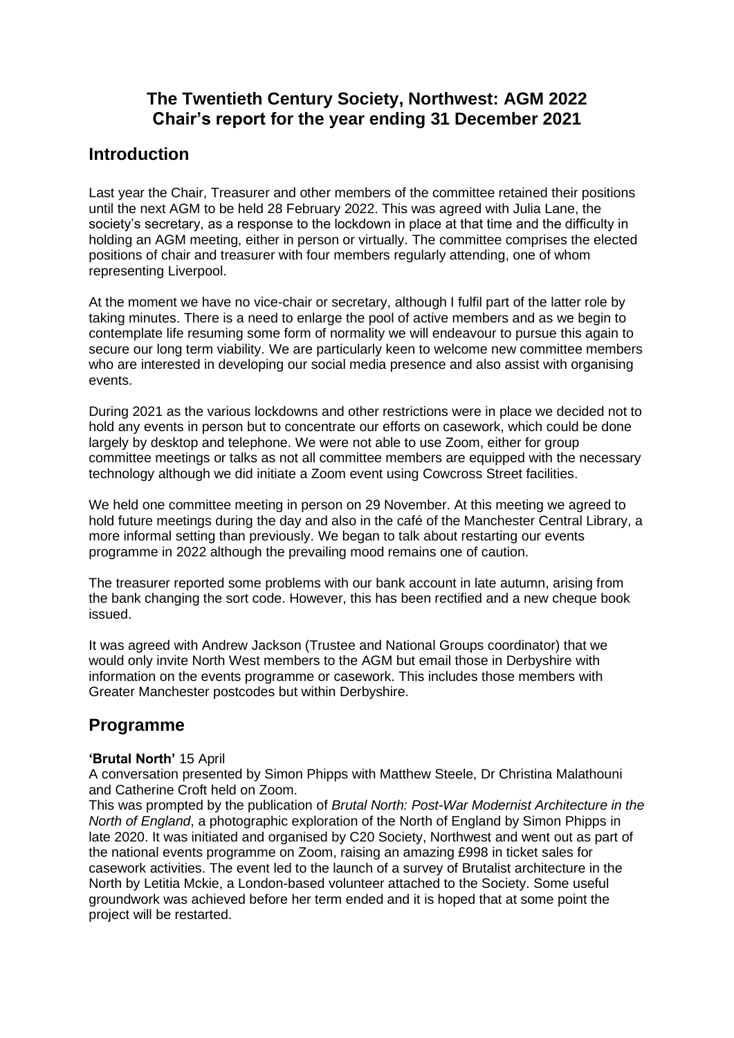# The Twentieth Century Society, Northwest: AGM 2022
# Chair's report for the year ending 31 December 2021

## Introduction

Last year the Chair, Treasurer and other members of the committee retained their positions until the next AGM to be held 28 February 2022. This was agreed with Julia Lane, the society's secretary, as a response to the lockdown in place at that time and the difficulty in holding an AGM meeting, either in person or virtually. The committee comprises the elected positions of chair and treasurer with four members regularly attending, one of whom representing Liverpool.

At the moment we have no vice-chair or secretary, although I fulfil part of the latter role by taking minutes. There is a need to enlarge the pool of active members and as we begin to contemplate life resuming some form of normality we will endeavour to pursue this again to secure our long term viability. We are particularly keen to welcome new committee members who are interested in developing our social media presence and also assist with organising events.

During 2021 as the various lockdowns and other restrictions were in place we decided not to hold any events in person but to concentrate our efforts on casework, which could be done largely by desktop and telephone. We were not able to use Zoom, either for group committee meetings or talks as not all committee members are equipped with the necessary technology although we did initiate a Zoom event using Cowcross Street facilities.

We held one committee meeting in person on 29 November. At this meeting we agreed to hold future meetings during the day and also in the café of the Manchester Central Library, a more informal setting than previously. We began to talk about restarting our events programme in 2022 although the prevailing mood remains one of caution.

The treasurer reported some problems with our bank account in late autumn, arising from the bank changing the sort code. However, this has been rectified and a new cheque book issued.

It was agreed with Andrew Jackson (Trustee and National Groups coordinator) that we would only invite North West members to the AGM but email those in Derbyshire with information on the events programme or casework. This includes those members with Greater Manchester postcodes but within Derbyshire.

## Programme

**'Brutal North'** 15 April
A conversation presented by Simon Phipps with Matthew Steele, Dr Christina Malathouni and Catherine Croft held on Zoom.
This was prompted by the publication of *Brutal North: Post-War Modernist Architecture in the North of England*, a photographic exploration of the North of England by Simon Phipps in late 2020. It was initiated and organised by C20 Society, Northwest and went out as part of the national events programme on Zoom, raising an amazing £998 in ticket sales for casework activities. The event led to the launch of a survey of Brutalist architecture in the North by Letitia Mckie, a London-based volunteer attached to the Society. Some useful groundwork was achieved before her term ended and it is hoped that at some point the project will be restarted.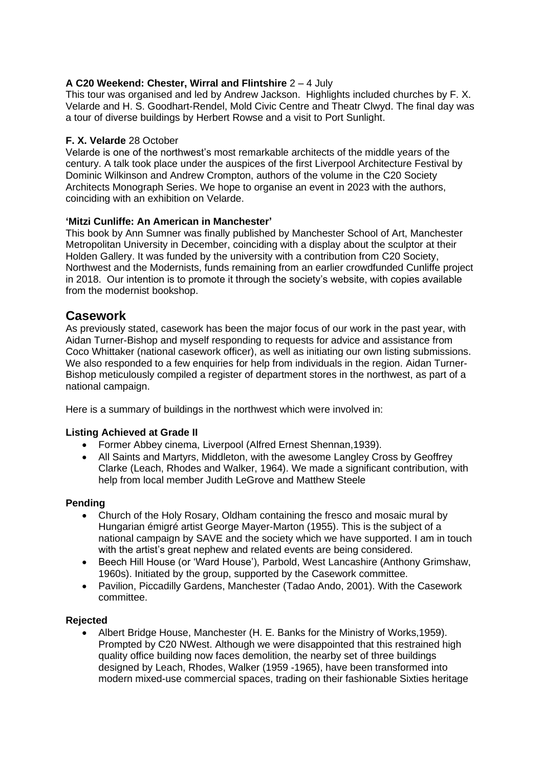**A C20 Weekend: Chester, Wirral and Flintshire** 2 – 4 July

This tour was organised and led by Andrew Jackson. Highlights included churches by F. X. Velarde and H. S. Goodhart-Rendel, Mold Civic Centre and Theatr Clwyd. The final day was a tour of diverse buildings by Herbert Rowse and a visit to Port Sunlight.

**F. X. Velarde** 28 October

Velarde is one of the northwest's most remarkable architects of the middle years of the century. A talk took place under the auspices of the first Liverpool Architecture Festival by Dominic Wilkinson and Andrew Crompton, authors of the volume in the C20 Society Architects Monograph Series. We hope to organise an event in 2023 with the authors, coinciding with an exhibition on Velarde.

**'Mitzi Cunliffe: An American in Manchester'**

This book by Ann Sumner was finally published by Manchester School of Art, Manchester Metropolitan University in December, coinciding with a display about the sculptor at their Holden Gallery. It was funded by the university with a contribution from C20 Society, Northwest and the Modernists, funds remaining from an earlier crowdfunded Cunliffe project in 2018. Our intention is to promote it through the society's website, with copies available from the modernist bookshop.

## Casework

As previously stated, casework has been the major focus of our work in the past year, with Aidan Turner-Bishop and myself responding to requests for advice and assistance from Coco Whittaker (national casework officer), as well as initiating our own listing submissions. We also responded to a few enquiries for help from individuals in the region. Aidan Turner-Bishop meticulously compiled a register of department stores in the northwest, as part of a national campaign.

Here is a summary of buildings in the northwest which were involved in:

**Listing Achieved at Grade II**

- Former Abbey cinema, Liverpool (Alfred Ernest Shennan,1939).
- All Saints and Martyrs, Middleton, with the awesome Langley Cross by Geoffrey Clarke (Leach, Rhodes and Walker, 1964). We made a significant contribution, with help from local member Judith LeGrove and Matthew Steele

**Pending**

- Church of the Holy Rosary, Oldham containing the fresco and mosaic mural by Hungarian émigré artist George Mayer-Marton (1955). This is the subject of a national campaign by SAVE and the society which we have supported. I am in touch with the artist's great nephew and related events are being considered.
- Beech Hill House (or 'Ward House'), Parbold, West Lancashire (Anthony Grimshaw, 1960s). Initiated by the group, supported by the Casework committee.
- Pavilion, Piccadilly Gardens, Manchester (Tadao Ando, 2001). With the Casework committee.

**Rejected**

- Albert Bridge House, Manchester (H. E. Banks for the Ministry of Works,1959). Prompted by C20 NWest. Although we were disappointed that this restrained high quality office building now faces demolition, the nearby set of three buildings designed by Leach, Rhodes, Walker (1959 -1965), have been transformed into modern mixed-use commercial spaces, trading on their fashionable Sixties heritage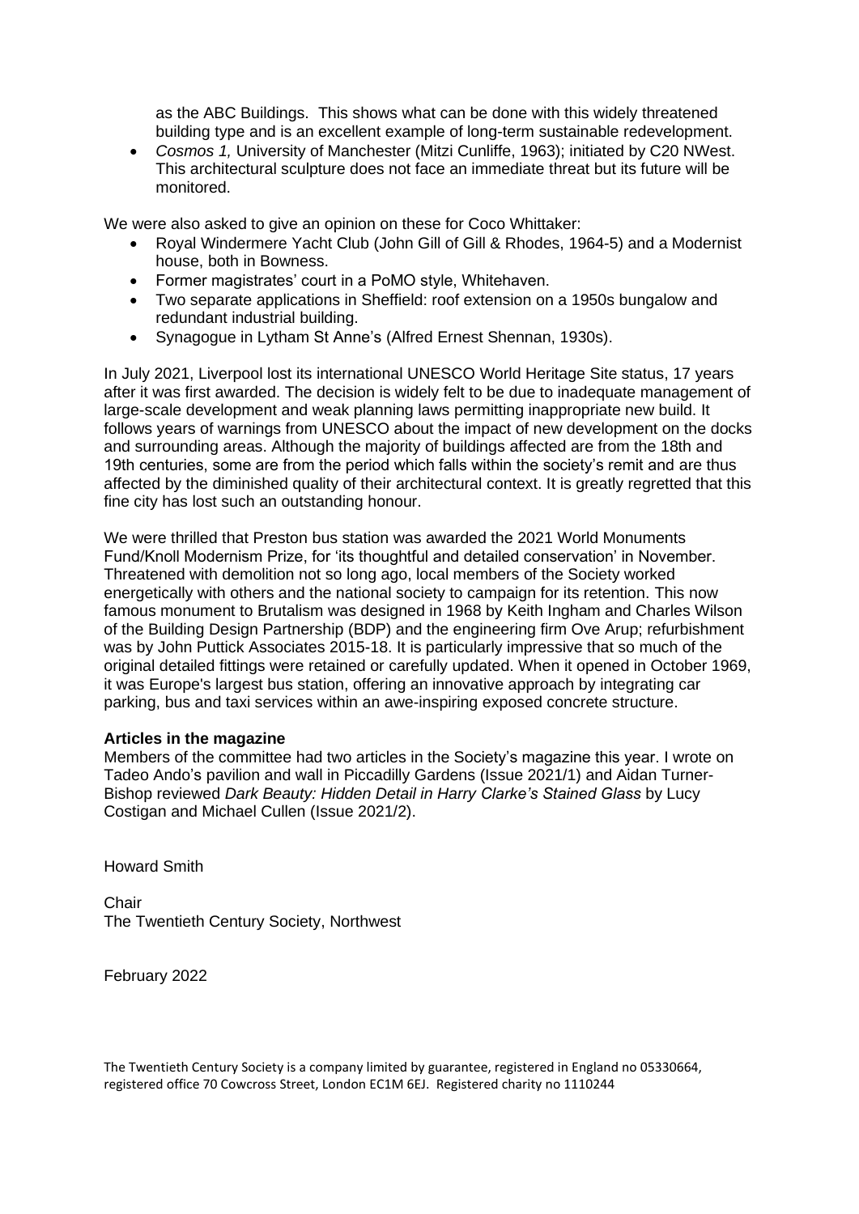as the ABC Buildings. This shows what can be done with this widely threatened building type and is an excellent example of long-term sustainable redevelopment.

- *Cosmos 1,* University of Manchester (Mitzi Cunliffe, 1963); initiated by C20 NWest. This architectural sculpture does not face an immediate threat but its future will be monitored.

We were also asked to give an opinion on these for Coco Whittaker:

- Royal Windermere Yacht Club (John Gill of Gill & Rhodes, 1964-5) and a Modernist house, both in Bowness.
- Former magistrates' court in a PoMO style, Whitehaven.
- Two separate applications in Sheffield: roof extension on a 1950s bungalow and redundant industrial building.
- Synagogue in Lytham St Anne's (Alfred Ernest Shennan, 1930s).

In July 2021, Liverpool lost its international UNESCO World Heritage Site status, 17 years after it was first awarded. The decision is widely felt to be due to inadequate management of large-scale development and weak planning laws permitting inappropriate new build. It follows years of warnings from UNESCO about the impact of new development on the docks and surrounding areas. Although the majority of buildings affected are from the 18th and 19th centuries, some are from the period which falls within the society's remit and are thus affected by the diminished quality of their architectural context. It is greatly regretted that this fine city has lost such an outstanding honour.

We were thrilled that Preston bus station was awarded the 2021 World Monuments Fund/Knoll Modernism Prize, for 'its thoughtful and detailed conservation' in November. Threatened with demolition not so long ago, local members of the Society worked energetically with others and the national society to campaign for its retention. This now famous monument to Brutalism was designed in 1968 by Keith Ingham and Charles Wilson of the Building Design Partnership (BDP) and the engineering firm Ove Arup; refurbishment was by John Puttick Associates 2015-18. It is particularly impressive that so much of the original detailed fittings were retained or carefully updated. When it opened in October 1969, it was Europe's largest bus station, offering an innovative approach by integrating car parking, bus and taxi services within an awe-inspiring exposed concrete structure.

**Articles in the magazine**

Members of the committee had two articles in the Society's magazine this year. I wrote on Tadeo Ando's pavilion and wall in Piccadilly Gardens (Issue 2021/1) and Aidan Turner-Bishop reviewed *Dark Beauty: Hidden Detail in Harry Clarke's Stained Glass* by Lucy Costigan and Michael Cullen (Issue 2021/2).

Howard Smith

Chair
The Twentieth Century Society, Northwest

February 2022

The Twentieth Century Society is a company limited by guarantee, registered in England no 05330664, registered office 70 Cowcross Street, London EC1M 6EJ. Registered charity no 1110244